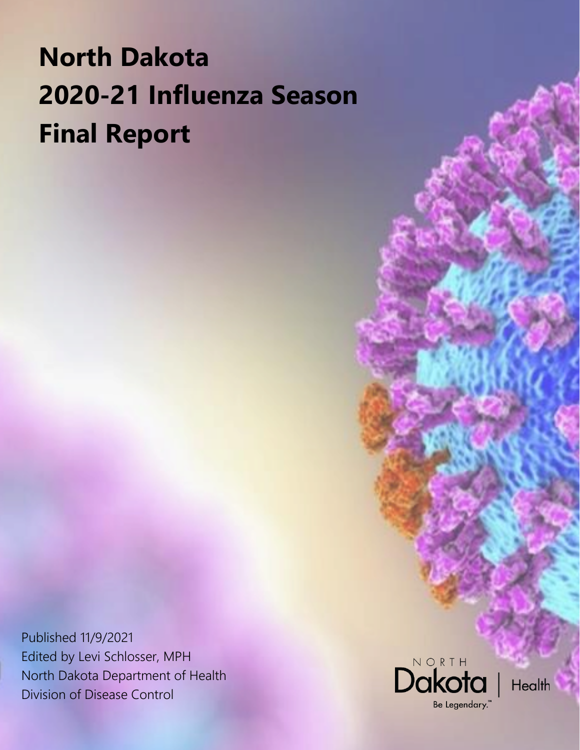# North Dakota 2020-21 Influenza Season Final Report

Published 11/9/2021
Edited by Levi Schlosser, MPH
North Dakota Department of Health
Division of Disease Control

NORTH Dakota | Health
Be Legendary.™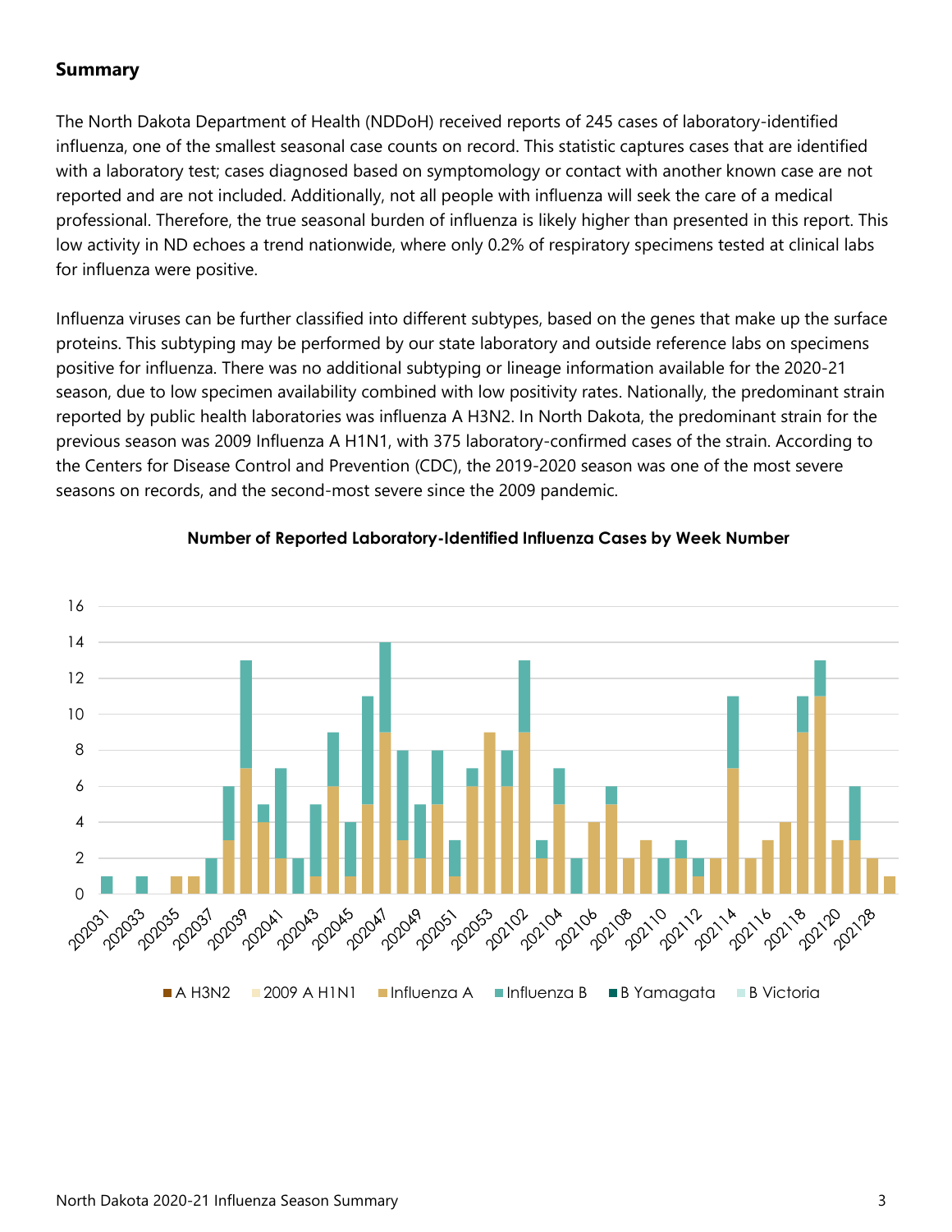## Summary

The North Dakota Department of Health (NDDoH) received reports of 245 cases of laboratory-identified influenza, one of the smallest seasonal case counts on record. This statistic captures cases that are identified with a laboratory test; cases diagnosed based on symptomology or contact with another known case are not reported and are not included. Additionally, not all people with influenza will seek the care of a medical professional. Therefore, the true seasonal burden of influenza is likely higher than presented in this report. This low activity in ND echoes a trend nationwide, where only 0.2% of respiratory specimens tested at clinical labs for influenza were positive.

Influenza viruses can be further classified into different subtypes, based on the genes that make up the surface proteins. This subtyping may be performed by our state laboratory and outside reference labs on specimens positive for influenza. There was no additional subtyping or lineage information available for the 2020-21 season, due to low specimen availability combined with low positivity rates. Nationally, the predominant strain reported by public health laboratories was influenza A H3N2. In North Dakota, the predominant strain for the previous season was 2009 Influenza A H1N1, with 375 laboratory-confirmed cases of the strain. According to the Centers for Disease Control and Prevention (CDC), the 2019-2020 season was one of the most severe seasons on records, and the second-most severe since the 2009 pandemic.

**Number of Reported Laboratory-Identified Influenza Cases by Week Number**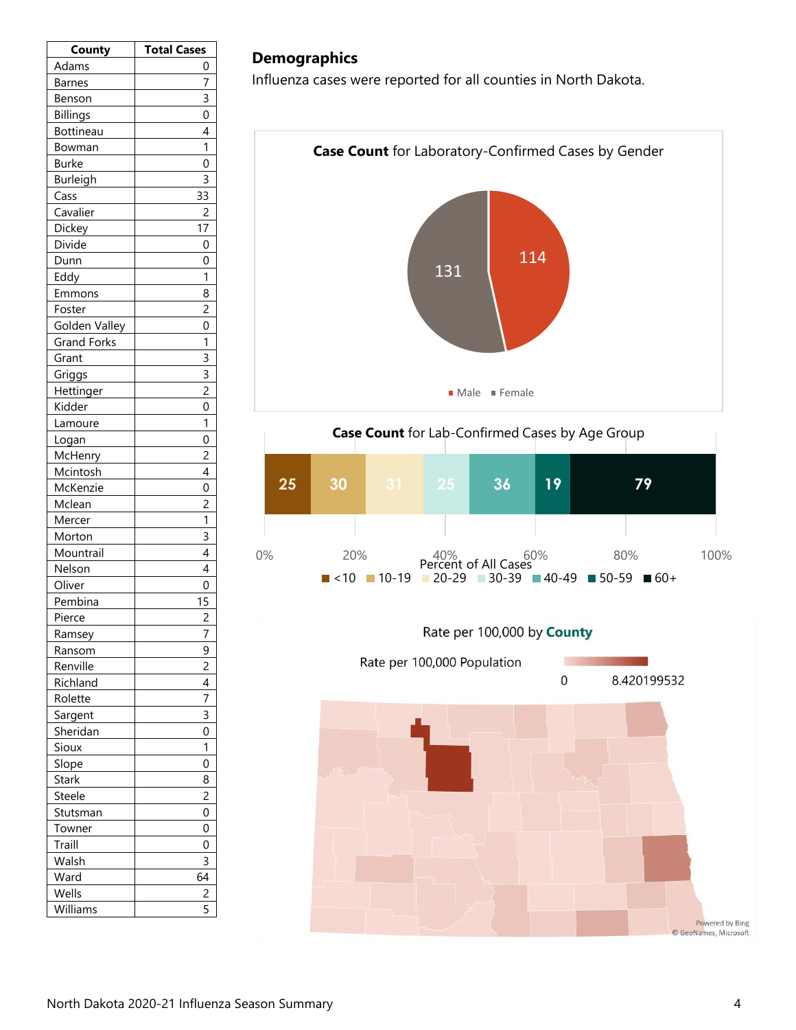| County | Total Cases |
|---|---|
| Adams | 0 |
| Barnes | 7 |
| Benson | 3 |
| Billings | 0 |
| Bottineau | 4 |
| Bowman | 1 |
| Burke | 0 |
| Burleigh | 3 |
| Cass | 33 |
| Cavalier | 2 |
| Dickey | 17 |
| Divide | 0 |
| Dunn | 0 |
| Eddy | 1 |
| Emmons | 8 |
| Foster | 2 |
| Golden Valley | 0 |
| Grand Forks | 1 |
| Grant | 3 |
| Griggs | 3 |
| Hettinger | 2 |
| Kidder | 0 |
| Lamoure | 1 |
| Logan | 0 |
| McHenry | 2 |
| Mcintosh | 4 |
| McKenzie | 0 |
| Mclean | 2 |
| Mercer | 1 |
| Morton | 3 |
| Mountrail | 4 |
| Nelson | 4 |
| Oliver | 0 |
| Pembina | 15 |
| Pierce | 2 |
| Ramsey | 7 |
| Ransom | 9 |
| Renville | 2 |
| Richland | 4 |
| Rolette | 7 |
| Sargent | 3 |
| Sheridan | 0 |
| Sioux | 1 |
| Slope | 0 |
| Stark | 8 |
| Steele | 2 |
| Stutsman | 0 |
| Towner | 0 |
| Traill | 0 |
| Walsh | 3 |
| Ward | 64 |
| Wells | 2 |
| Williams | 5 |

## Demographics

Influenza cases were reported for all counties in North Dakota.

**Case Count** for Laboratory-Confirmed Cases by Gender

| Gender | Cases |
|---|---|
| Male | 114 |
| Female | 131 |

**Case Count** for Lab-Confirmed Cases by Age Group

| Age Group | Cases |
|---|---|
| <10 | 25 |
| 10-19 | 30 |
| 20-29 | 31 |
| 30-39 | 25 |
| 40-49 | 36 |
| 50-59 | 19 |
| 60+ | 79 |

Percent of All Cases (0% – 100%)

Rate per 100,000 by **County**

Rate per 100,000 Population: 0 – 8.420199532

Powered by Bing
© GeoNames, Microsoft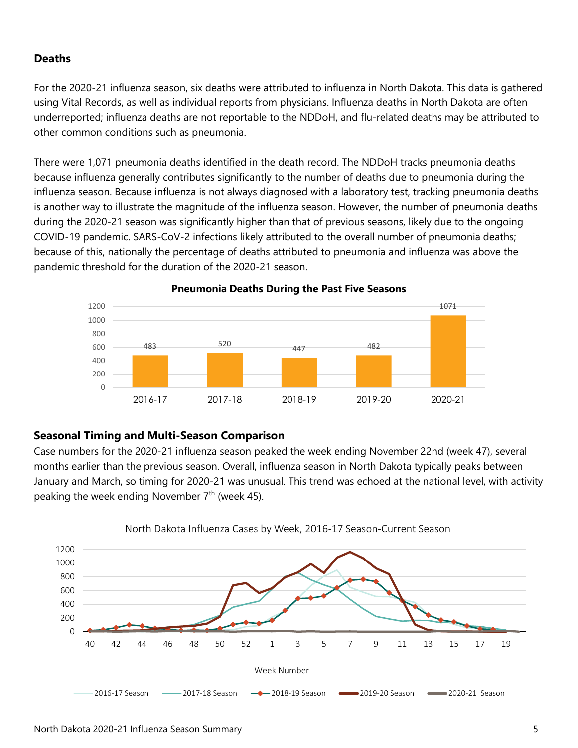## Deaths

For the 2020-21 influenza season, six deaths were attributed to influenza in North Dakota. This data is gathered using Vital Records, as well as individual reports from physicians. Influenza deaths in North Dakota are often underreported; influenza deaths are not reportable to the NDDoH, and flu-related deaths may be attributed to other common conditions such as pneumonia.

There were 1,071 pneumonia deaths identified in the death record. The NDDoH tracks pneumonia deaths because influenza generally contributes significantly to the number of deaths due to pneumonia during the influenza season. Because influenza is not always diagnosed with a laboratory test, tracking pneumonia deaths is another way to illustrate the magnitude of the influenza season. However, the number of pneumonia deaths during the 2020-21 season was significantly higher than that of previous seasons, likely due to the ongoing COVID-19 pandemic. SARS-CoV-2 infections likely attributed to the overall number of pneumonia deaths; because of this, nationally the percentage of deaths attributed to pneumonia and influenza was above the pandemic threshold for the duration of the 2020-21 season.

**Pneumonia Deaths During the Past Five Seasons**

| Season | Pneumonia Deaths |
|---|---|
| 2016-17 | 483 |
| 2017-18 | 520 |
| 2018-19 | 447 |
| 2019-20 | 482 |
| 2020-21 | 1071 |

## Seasonal Timing and Multi-Season Comparison

Case numbers for the 2020-21 influenza season peaked the week ending November 22nd (week 47), several months earlier than the previous season. Overall, influenza season in North Dakota typically peaks between January and March, so timing for 2020-21 was unusual. This trend was echoed at the national level, with activity peaking the week ending November 7th (week 45).

North Dakota Influenza Cases by Week, 2016-17 Season-Current Season

Week Number

2016-17 Season, 2017-18 Season, 2018-19 Season, 2019-20 Season, 2020-21 Season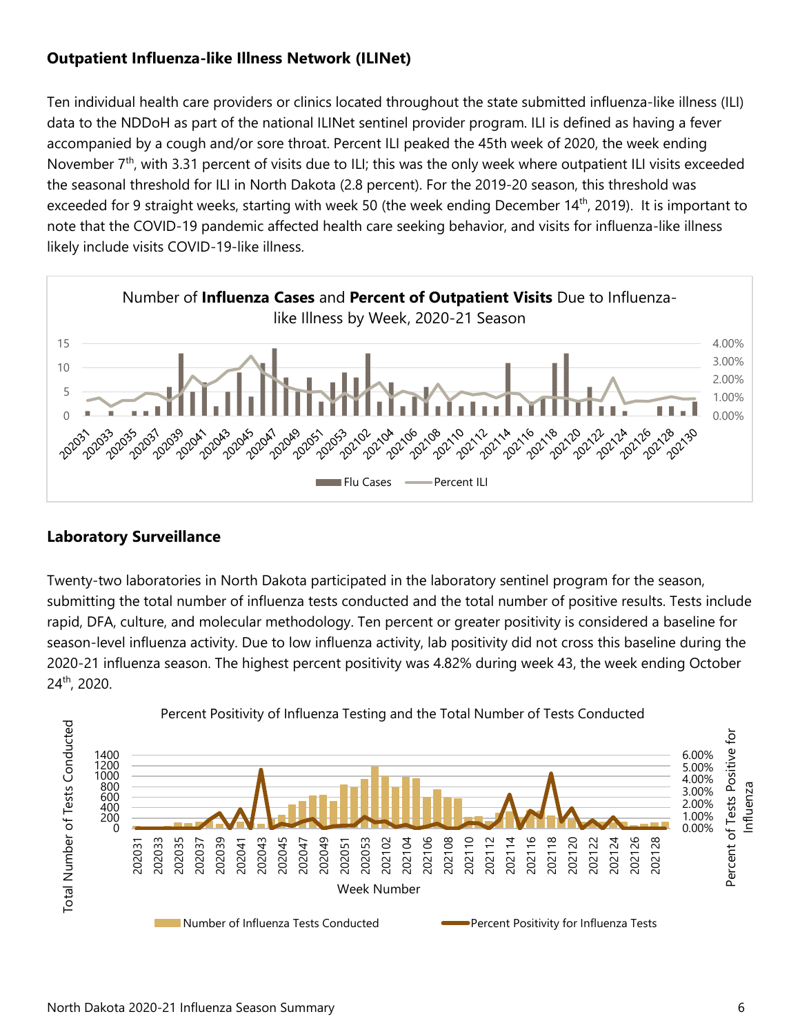## Outpatient Influenza-like Illness Network (ILINet)

Ten individual health care providers or clinics located throughout the state submitted influenza-like illness (ILI) data to the NDDoH as part of the national ILINet sentinel provider program. ILI is defined as having a fever accompanied by a cough and/or sore throat. Percent ILI peaked the 45th week of 2020, the week ending November 7th, with 3.31 percent of visits due to ILI; this was the only week where outpatient ILI visits exceeded the seasonal threshold for ILI in North Dakota (2.8 percent). For the 2019-20 season, this threshold was exceeded for 9 straight weeks, starting with week 50 (the week ending December 14th, 2019). It is important to note that the COVID-19 pandemic affected health care seeking behavior, and visits for influenza-like illness likely include visits COVID-19-like illness.

Number of **Influenza Cases** and **Percent of Outpatient Visits** Due to Influenza-like Illness by Week, 2020-21 Season

## Laboratory Surveillance

Twenty-two laboratories in North Dakota participated in the laboratory sentinel program for the season, submitting the total number of influenza tests conducted and the total number of positive results. Tests include rapid, DFA, culture, and molecular methodology. Ten percent or greater positivity is considered a baseline for season-level influenza activity. Due to low influenza activity, lab positivity did not cross this baseline during the 2020-21 influenza season. The highest percent positivity was 4.82% during week 43, the week ending October 24th, 2020.

Percent Positivity of Influenza Testing and the Total Number of Tests Conducted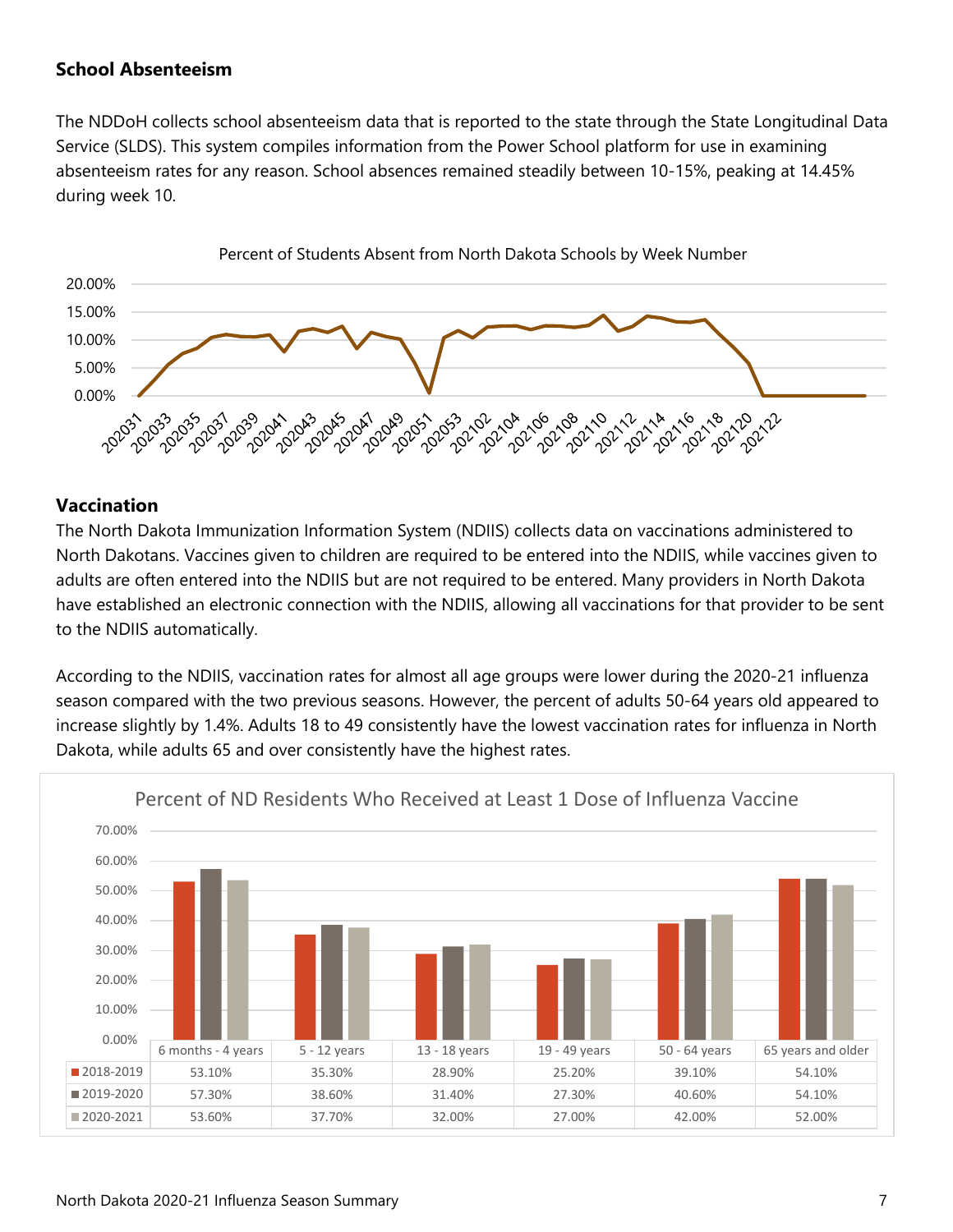### School Absenteeism

The NDDoH collects school absenteeism data that is reported to the state through the State Longitudinal Data Service (SLDS). This system compiles information from the Power School platform for use in examining absenteeism rates for any reason. School absences remained steadily between 10-15%, peaking at 14.45% during week 10.

Percent of Students Absent from North Dakota Schools by Week Number

20.00%
15.00%
10.00%
5.00%
0.00%

202031 202033 202035 202037 202039 202041 202043 202045 202047 202049 202051 202053 202102 202104 202106 202108 202110 202112 202114 202116 202118 202120 202122

### Vaccination

The North Dakota Immunization Information System (NDIIS) collects data on vaccinations administered to North Dakotans. Vaccines given to children are required to be entered into the NDIIS, while vaccines given to adults are often entered into the NDIIS but are not required to be entered. Many providers in North Dakota have established an electronic connection with the NDIIS, allowing all vaccinations for that provider to be sent to the NDIIS automatically.

According to the NDIIS, vaccination rates for almost all age groups were lower during the 2020-21 influenza season compared with the two previous seasons. However, the percent of adults 50-64 years old appeared to increase slightly by 1.4%. Adults 18 to 49 consistently have the lowest vaccination rates for influenza in North Dakota, while adults 65 and over consistently have the highest rates.

Percent of ND Residents Who Received at Least 1 Dose of Influenza Vaccine

70.00%
60.00%
50.00%
40.00%
30.00%
20.00%
10.00%
0.00%

| | 6 months - 4 years | 5 - 12 years | 13 - 18 years | 19 - 49 years | 50 - 64 years | 65 years and older |
|---|---|---|---|---|---|---|
| 2018-2019 | 53.10% | 35.30% | 28.90% | 25.20% | 39.10% | 54.10% |
| 2019-2020 | 57.30% | 38.60% | 31.40% | 27.30% | 40.60% | 54.10% |
| 2020-2021 | 53.60% | 37.70% | 32.00% | 27.00% | 42.00% | 52.00% |